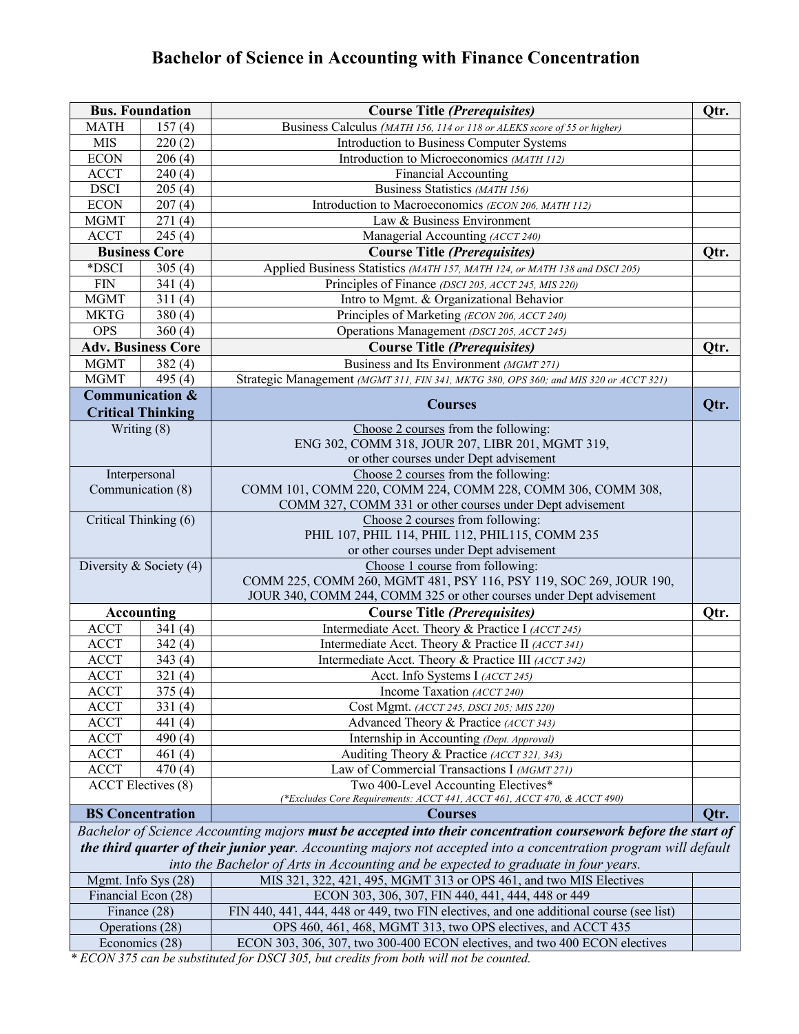# Bachelor of Science in Accounting with Finance Concentration

| Bus. Foundation | | Course Title *(Prerequisites)* | Qtr. |
|---|---|---|---|
| MATH | 157 (4) | Business Calculus *(MATH 156, 114 or 118 or ALEKS score of 55 or higher)* | |
| MIS | 220 (2) | Introduction to Business Computer Systems | |
| ECON | 206 (4) | Introduction to Microeconomics *(MATH 112)* | |
| ACCT | 240 (4) | Financial Accounting | |
| DSCI | 205 (4) | Business Statistics *(MATH 156)* | |
| ECON | 207 (4) | Introduction to Macroeconomics *(ECON 206, MATH 112)* | |
| MGMT | 271 (4) | Law & Business Environment | |
| ACCT | 245 (4) | Managerial Accounting *(ACCT 240)* | |
| **Business Core** | | **Course Title *(Prerequisites)*** | **Qtr.** |
| *DSCI | 305 (4) | Applied Business Statistics *(MATH 157, MATH 124, or MATH 138 and DSCI 205)* | |
| FIN | 341 (4) | Principles of Finance *(DSCI 205, ACCT 245, MIS 220)* | |
| MGMT | 311 (4) | Intro to Mgmt. & Organizational Behavior | |
| MKTG | 380 (4) | Principles of Marketing *(ECON 206, ACCT 240)* | |
| OPS | 360 (4) | Operations Management *(DSCI 205, ACCT 245)* | |
| **Adv. Business Core** | | **Course Title *(Prerequisites)*** | **Qtr.** |
| MGMT | 382 (4) | Business and Its Environment *(MGMT 271)* | |
| MGMT | 495 (4) | Strategic Management *(MGMT 311, FIN 341, MKTG 380, OPS 360; and MIS 320 or ACCT 321)* | |
| **Communication & Critical Thinking** | | **Courses** | **Qtr.** |
| Writing (8) | | Choose 2 courses from the following: ENG 302, COMM 318, JOUR 207, LIBR 201, MGMT 319, or other courses under Dept advisement | |
| Interpersonal Communication (8) | | Choose 2 courses from the following: COMM 101, COMM 220, COMM 224, COMM 228, COMM 306, COMM 308, COMM 327, COMM 331 or other courses under Dept advisement | |
| Critical Thinking (6) | | Choose 2 courses from following: PHIL 107, PHIL 114, PHIL 112, PHIL115, COMM 235 or other courses under Dept advisement | |
| Diversity & Society (4) | | Choose 1 course from following: COMM 225, COMM 260, MGMT 481, PSY 116, PSY 119, SOC 269, JOUR 190, JOUR 340, COMM 244, COMM 325 or other courses under Dept advisement | |
| **Accounting** | | **Course Title *(Prerequisites)*** | **Qtr.** |
| ACCT | 341 (4) | Intermediate Acct. Theory & Practice I *(ACCT 245)* | |
| ACCT | 342 (4) | Intermediate Acct. Theory & Practice II *(ACCT 341)* | |
| ACCT | 343 (4) | Intermediate Acct. Theory & Practice III *(ACCT 342)* | |
| ACCT | 321 (4) | Acct. Info Systems I *(ACCT 245)* | |
| ACCT | 375 (4) | Income Taxation *(ACCT 240)* | |
| ACCT | 331 (4) | Cost Mgmt. *(ACCT 245, DSCI 205; MIS 220)* | |
| ACCT | 441 (4) | Advanced Theory & Practice *(ACCT 343)* | |
| ACCT | 490 (4) | Internship in Accounting *(Dept. Approval)* | |
| ACCT | 461 (4) | Auditing Theory & Practice *(ACCT 321, 343)* | |
| ACCT | 470 (4) | Law of Commercial Transactions I *(MGMT 271)* | |
| ACCT Electives (8) | | Two 400-Level Accounting Electives* *(*Excludes Core Requirements: ACCT 441, ACCT 461, ACCT 470, & ACCT 490)* | |
| **BS Concentration** | | **Courses** | **Qtr.** |
| *Bachelor of Science Accounting majors **must be accepted into their concentration coursework before the start of the third quarter of their junior year**. Accounting majors not accepted into a concentration program will default into the Bachelor of Arts in Accounting and be expected to graduate in four years.* | | | |
| Mgmt. Info Sys (28) | | MIS 321, 322, 421, 495, MGMT 313 or OPS 461, and two MIS Electives | |
| Financial Econ (28) | | ECON 303, 306, 307, FIN 440, 441, 444, 448 or 449 | |
| Finance (28) | | FIN 440, 441, 444, 448 or 449, two FIN electives, and one additional course (see list) | |
| Operations (28) | | OPS 460, 461, 468, MGMT 313, two OPS electives, and ACCT 435 | |
| Economics (28) | | ECON 303, 306, 307, two 300-400 ECON electives, and two 400 ECON electives | |

*\* ECON 375 can be substituted for DSCI 305, but credits from both will not be counted.*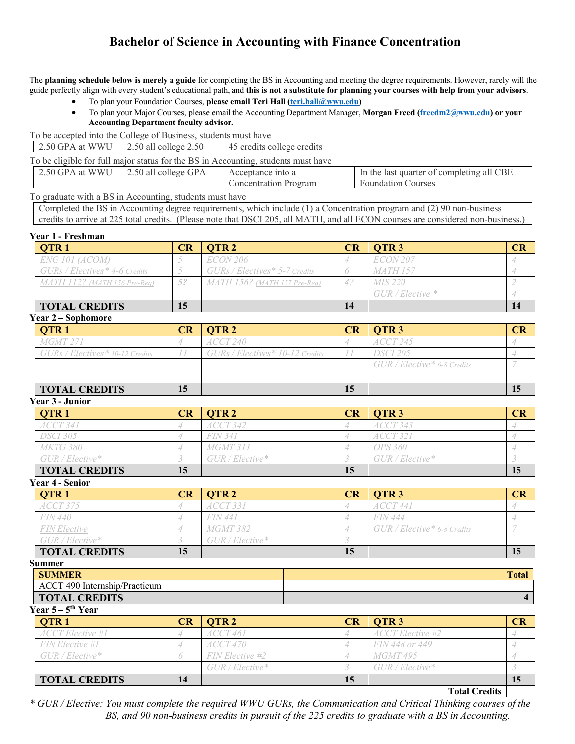# Bachelor of Science in Accounting with Finance Concentration

The **planning schedule below is merely a guide** for completing the BS in Accounting and meeting the degree requirements. However, rarely will the guide perfectly align with every student's educational path, and **this is not a substitute for planning your courses with help from your advisors**.

- To plan your Foundation Courses, **please email Teri Hall (teri.hall@wwu.edu)**
- To plan your Major Courses, please email the Accounting Department Manager, **Morgan Freed (freedm2@wwu.edu) or your Accounting Department faculty advisor.**

To be accepted into the College of Business, students must have

| | | |
|---|---|---|
| 2.50 GPA at WWU | 2.50 all college 2.50 | 45 credits college credits |

To be eligible for full major status for the BS in Accounting, students must have

| | | | |
|---|---|---|---|
| 2.50 GPA at WWU | 2.50 all college GPA | Acceptance into a Concentration Program | In the last quarter of completing all CBE Foundation Courses |

To graduate with a BS in Accounting, students must have

| |
|---|
| Completed the BS in Accounting degree requirements, which include (1) a Concentration program and (2) 90 non-business credits to arrive at 225 total credits. (Please note that DSCI 205, all MATH, and all ECON courses are considered non-business.) |

**Year 1 - Freshman**

| QTR 1 | CR | QTR 2 | CR | QTR 3 | CR |
|---|---|---|---|---|---|
| ENG 101 (ACOM) | 5 | ECON 206 | 4 | ECON 207 | 4 |
| GURs / Electives* 4-6 Credits | 5 | GURs / Electives* 5-7 Credits | 6 | MATH 157 | 4 |
| MATH 112? (MATH 156 Pre-Req) | 5? | MATH 156? (MATH 157 Pre-Req) | 4? | MIS 220 | 2 |
| | | | | GUR / Elective * | 4 |
| **TOTAL CREDITS** | **15** | | **14** | | **14** |

**Year 2 – Sophomore**

| QTR 1 | CR | QTR 2 | CR | QTR 3 | CR |
|---|---|---|---|---|---|
| MGMT 271 | 4 | ACCT 240 | 4 | ACCT 245 | 4 |
| GURs / Electives* 10-12 Credits | 11 | GURs / Electives* 10-12 Credits | 11 | DSCI 205 | 4 |
| | | | | GUR / Elective* 6-8 Credits | 7 |
| | | | | | |
| **TOTAL CREDITS** | **15** | | **15** | | **15** |

**Year 3 - Junior**

| QTR 1 | CR | QTR 2 | CR | QTR 3 | CR |
|---|---|---|---|---|---|
| ACCT 341 | 4 | ACCT 342 | 4 | ACCT 343 | 4 |
| DSCI 305 | 4 | FIN 341 | 4 | ACCT 321 | 4 |
| MKTG 380 | 4 | MGMT 311 | 4 | OPS 360 | 4 |
| GUR / Elective* | 3 | GUR / Elective* | 3 | GUR / Elective* | 3 |
| **TOTAL CREDITS** | **15** | | **15** | | **15** |

**Year 4 - Senior**

| QTR 1 | CR | QTR 2 | CR | QTR 3 | CR |
|---|---|---|---|---|---|
| ACCT 375 | 4 | ACCT 331 | 4 | ACCT 441 | 4 |
| FIN 440 | 4 | FIN 441 | 4 | FIN 444 | 4 |
| FIN Elective | 4 | MGMT 382 | 4 | GUR / Elective* 6-8 Credits | 7 |
| GUR / Elective* | 3 | GUR / Elective* | 3 | | |
| **TOTAL CREDITS** | **15** | | **15** | | **15** |

**Summer**

| SUMMER | Total |
|---|---|
| ACCT 490 Internship/Practicum | |
| **TOTAL CREDITS** | **4** |

**Year 5 – 5th Year**

| QTR 1 | CR | QTR 2 | CR | QTR 3 | CR |
|---|---|---|---|---|---|
| ACCT Elective #1 | 4 | ACCT 461 | 4 | ACCT Elective #2 | 4 |
| FIN Elective #1 | 4 | ACCT 470 | 4 | FIN 448 or 449 | 4 |
| GUR / Elective* | 6 | FIN Elective #2 | 4 | MGMT 495 | 4 |
| | | GUR / Elective* | 3 | GUR / Elective* | 3 |
| **TOTAL CREDITS** | **14** | | **15** | | **15** |
| | | | | **Total Credits** | |

*\* GUR / Elective: You must complete the required WWU GURs, the Communication and Critical Thinking courses of the BS, and 90 non-business credits in pursuit of the 225 credits to graduate with a BS in Accounting.*